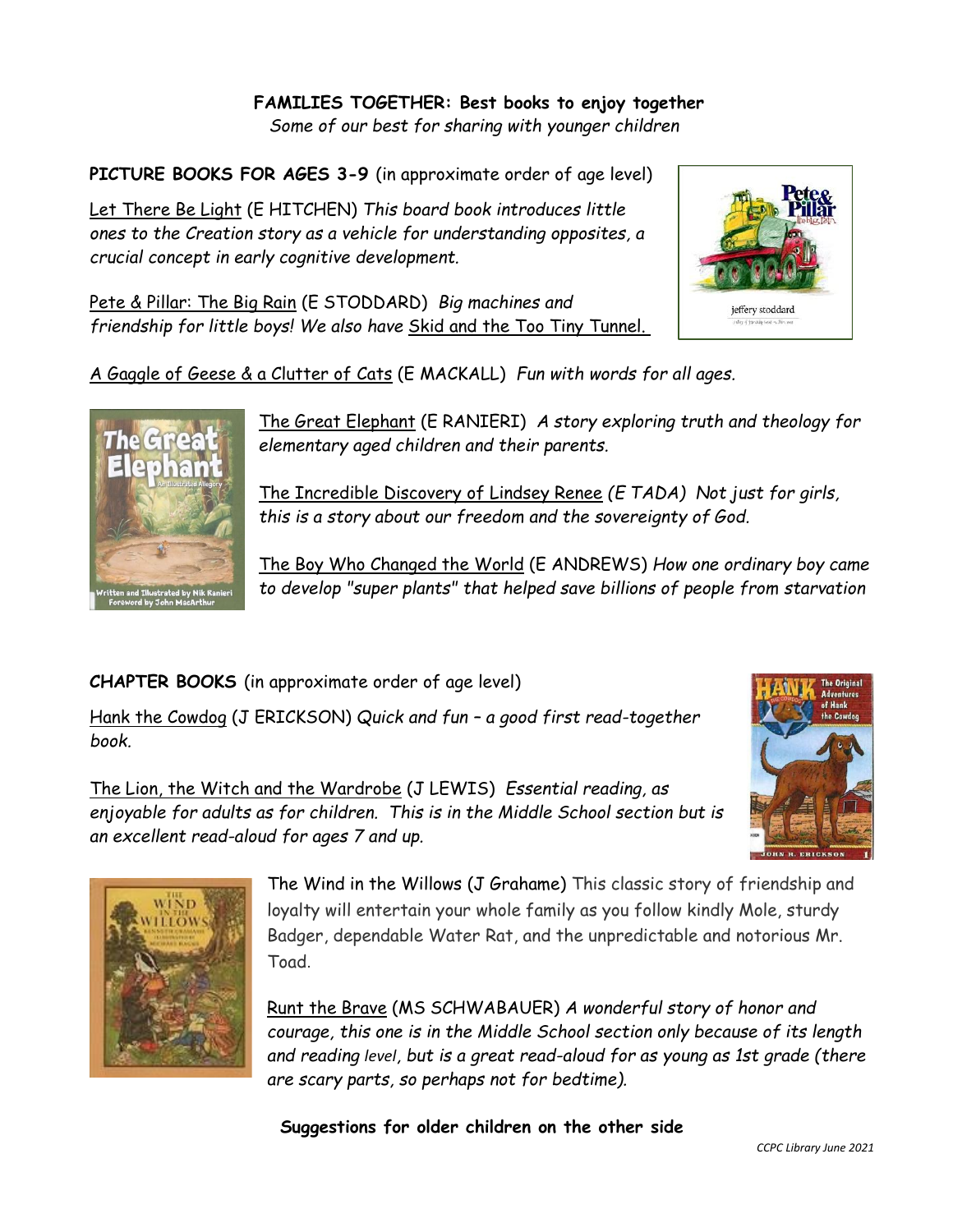**FAMILIES TOGETHER: Best books to enjoy together**

*Some of our best for sharing with younger children*

**PICTURE BOOKS FOR AGES 3-9** (in approximate order of age level)

Let There Be Light (E HITCHEN) *This board book introduces little ones to the Creation story as a vehicle for understanding opposites, a crucial concept in early cognitive development.*

Pete & Pillar: The Big Rain (E STODDARD) *Big machines and friendship for little boys! We also have* Skid and the Too Tiny Tunnel.

A Gaggle of Geese & a Clutter of Cats (E MACKALL) *Fun with words for all ages.*

The Great Elephant (E RANIERI) *A story exploring truth and theology for elementary aged children and their parents.*

The Incredible Discovery of Lindsey Renee *(E TADA) Not just for girls, this is a story about our freedom and the sovereignty of God.*

The Boy Who Changed the World (E ANDREWS) *How one ordinary boy came to develop "super plants" that helped save billions of people from starvation*

**CHAPTER BOOKS** (in approximate order of age level)

Hank the Cowdog (J ERICKSON) *Quick and fun – a good first read-together book.*

The Lion, the Witch and the Wardrobe (J LEWIS) *Essential reading, as enjoyable for adults as for children. This is in the Middle School section but is an excellent read-aloud for ages 7 and up.*

The Wind in the Willows (J Grahame) This classic story of friendship and loyalty will entertain your whole family as you follow kindly Mole, sturdy Badger, dependable Water Rat, and the unpredictable and notorious Mr. Toad.

Runt the Brave (MS SCHWABAUER) *A wonderful story of honor and courage, this one is in the Middle School section only because of its length and reading level, but is a great read-aloud for as young as 1st grade (there are scary parts, so perhaps not for bedtime).*

**Suggestions for older children on the other side**

*CCPC Library June 2021*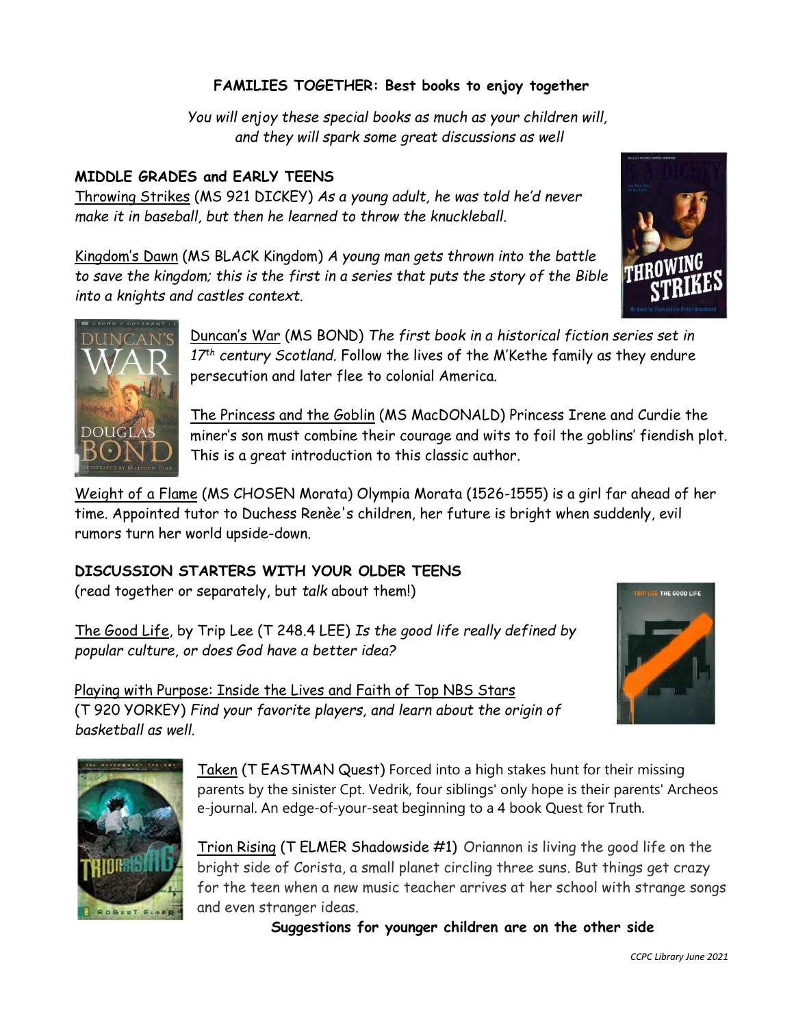## FAMILIES TOGETHER: Best books to enjoy together

*You will enjoy these special books as much as your children will, and they will spark some great discussions as well*

### MIDDLE GRADES and EARLY TEENS

Throwing Strikes (MS 921 DICKEY) *As a young adult, he was told he'd never make it in baseball, but then he learned to throw the knuckleball.*

Kingdom's Dawn (MS BLACK Kingdom) *A young man gets thrown into the battle to save the kingdom; this is the first in a series that puts the story of the Bible into a knights and castles context.*

Duncan's War (MS BOND) *The first book in a historical fiction series set in 17th century Scotland.* Follow the lives of the M'Kethe family as they endure persecution and later flee to colonial America.

The Princess and the Goblin (MS MacDONALD) Princess Irene and Curdie the miner's son must combine their courage and wits to foil the goblins' fiendish plot. This is a great introduction to this classic author.

Weight of a Flame (MS CHOSEN Morata) Olympia Morata (1526-1555) is a girl far ahead of her time. Appointed tutor to Duchess Renèe's children, her future is bright when suddenly, evil rumors turn her world upside-down.

### DISCUSSION STARTERS WITH YOUR OLDER TEENS

(read together or separately, but *talk* about them!)

The Good Life, by Trip Lee (T 248.4 LEE) *Is the good life really defined by popular culture, or does God have a better idea?*

Playing with Purpose: Inside the Lives and Faith of Top NBS Stars (T 920 YORKEY) *Find your favorite players, and learn about the origin of basketball as well.*

Taken (T EASTMAN Quest) Forced into a high stakes hunt for their missing parents by the sinister Cpt. Vedrik, four siblings' only hope is their parents' Archeos e-journal. An edge-of-your-seat beginning to a 4 book Quest for Truth.

Trion Rising (T ELMER Shadowside #1) Oriannon is living the good life on the bright side of Corista, a small planet circling three suns. But things get crazy for the teen when a new music teacher arrives at her school with strange songs and even stranger ideas.

**Suggestions for younger children are on the other side**

*CCPC Library June 2021*